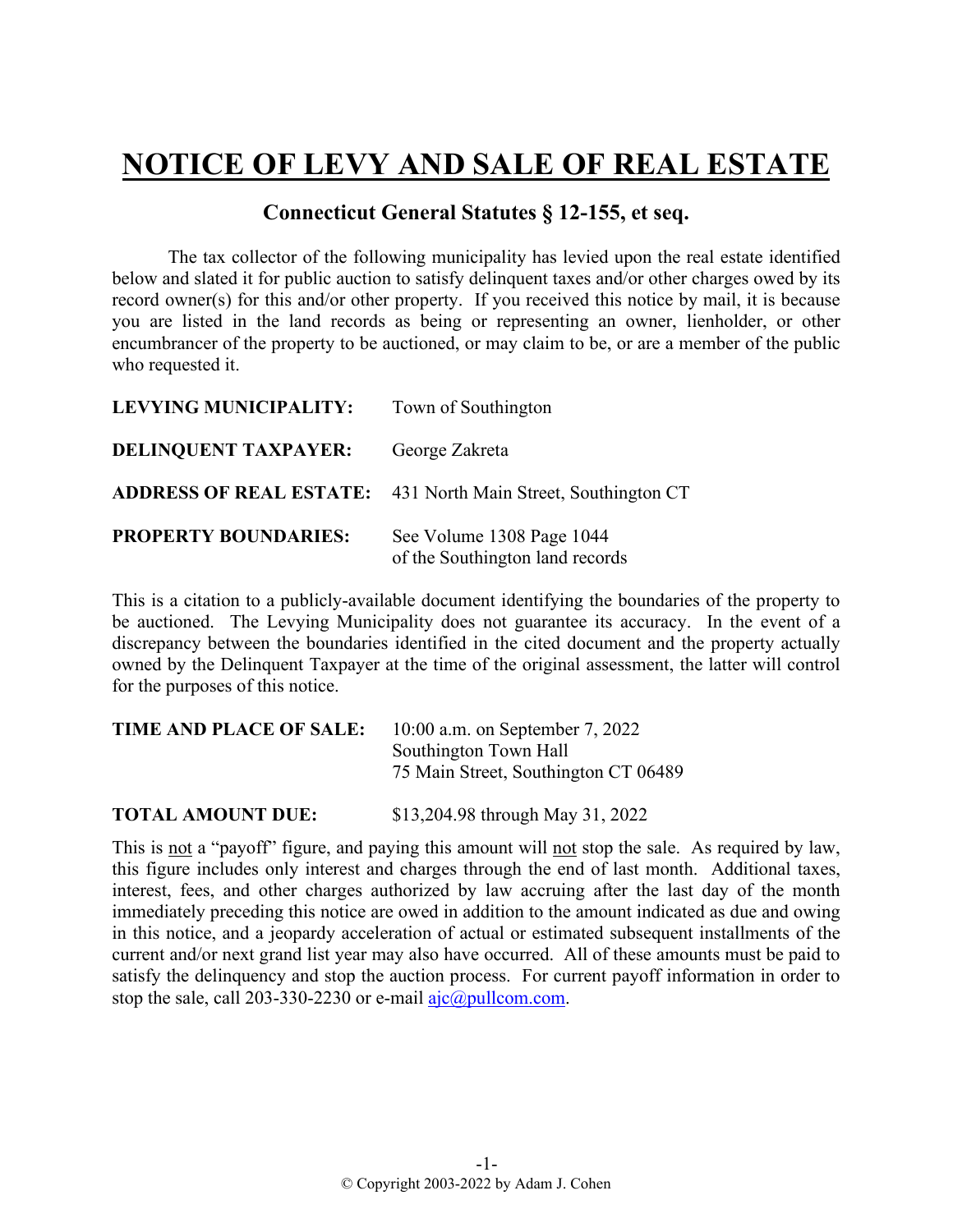# NOTICE OF LEVY AND SALE OF REAL ESTATE

## Connecticut General Statutes § 12-155, et seq.

The tax collector of the following municipality has levied upon the real estate identified below and slated it for public auction to satisfy delinquent taxes and/or other charges owed by its record owner(s) for this and/or other property. If you received this notice by mail, it is because you are listed in the land records as being or representing an owner, lienholder, or other encumbrancer of the property to be auctioned, or may claim to be, or are a member of the public who requested it.

**LEVYING MUNICIPALITY:** Town of Southington

**DELINQUENT TAXPAYER:** George Zakreta

**ADDRESS OF REAL ESTATE:** 431 North Main Street, Southington CT

**PROPERTY BOUNDARIES:** See Volume 1308 Page 1044 of the Southington land records

This is a citation to a publicly-available document identifying the boundaries of the property to be auctioned. The Levying Municipality does not guarantee its accuracy. In the event of a discrepancy between the boundaries identified in the cited document and the property actually owned by the Delinquent Taxpayer at the time of the original assessment, the latter will control for the purposes of this notice.

**TIME AND PLACE OF SALE:** 10:00 a.m. on September 7, 2022
Southington Town Hall
75 Main Street, Southington CT 06489

**TOTAL AMOUNT DUE:** $13,204.98 through May 31, 2022

This is not a "payoff" figure, and paying this amount will not stop the sale. As required by law, this figure includes only interest and charges through the end of last month. Additional taxes, interest, fees, and other charges authorized by law accruing after the last day of the month immediately preceding this notice are owed in addition to the amount indicated as due and owing in this notice, and a jeopardy acceleration of actual or estimated subsequent installments of the current and/or next grand list year may also have occurred. All of these amounts must be paid to satisfy the delinquency and stop the auction process. For current payoff information in order to stop the sale, call 203-330-2230 or e-mail ajc@pullcom.com.

© Copyright 2003-2022 by Adam J. Cohen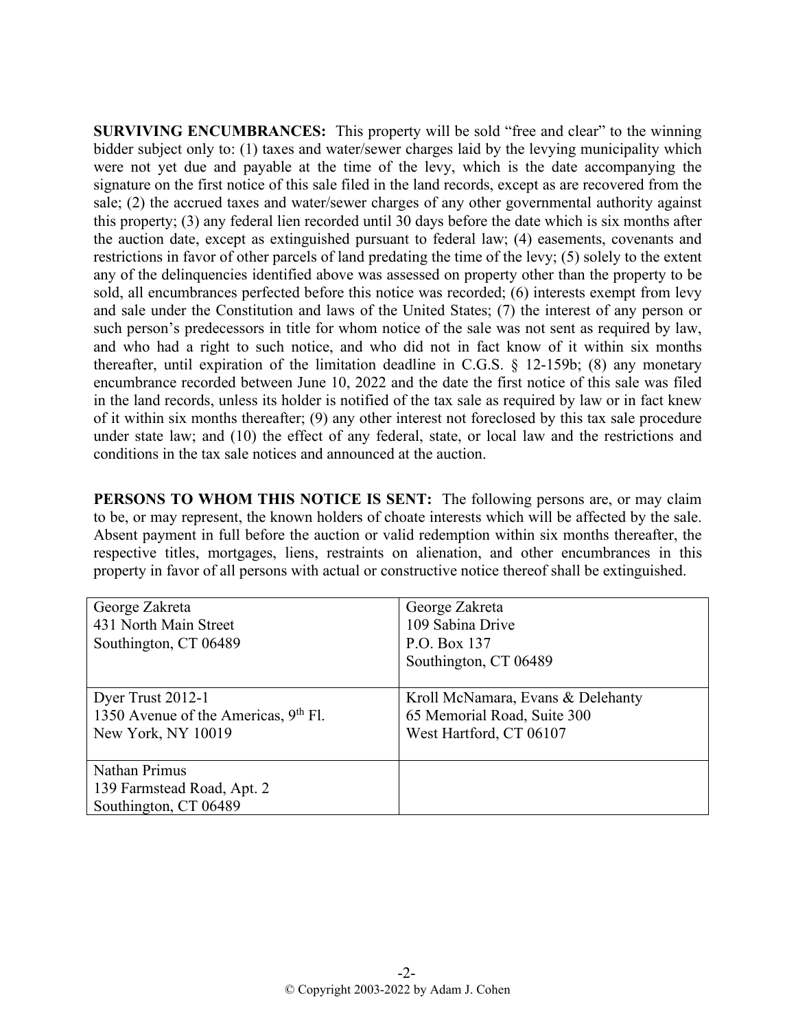**SURVIVING ENCUMBRANCES:** This property will be sold "free and clear" to the winning bidder subject only to: (1) taxes and water/sewer charges laid by the levying municipality which were not yet due and payable at the time of the levy, which is the date accompanying the signature on the first notice of this sale filed in the land records, except as are recovered from the sale; (2) the accrued taxes and water/sewer charges of any other governmental authority against this property; (3) any federal lien recorded until 30 days before the date which is six months after the auction date, except as extinguished pursuant to federal law; (4) easements, covenants and restrictions in favor of other parcels of land predating the time of the levy; (5) solely to the extent any of the delinquencies identified above was assessed on property other than the property to be sold, all encumbrances perfected before this notice was recorded; (6) interests exempt from levy and sale under the Constitution and laws of the United States; (7) the interest of any person or such person's predecessors in title for whom notice of the sale was not sent as required by law, and who had a right to such notice, and who did not in fact know of it within six months thereafter, until expiration of the limitation deadline in C.G.S. § 12-159b; (8) any monetary encumbrance recorded between June 10, 2022 and the date the first notice of this sale was filed in the land records, unless its holder is notified of the tax sale as required by law or in fact knew of it within six months thereafter; (9) any other interest not foreclosed by this tax sale procedure under state law; and (10) the effect of any federal, state, or local law and the restrictions and conditions in the tax sale notices and announced at the auction.

**PERSONS TO WHOM THIS NOTICE IS SENT:** The following persons are, or may claim to be, or may represent, the known holders of choate interests which will be affected by the sale. Absent payment in full before the auction or valid redemption within six months thereafter, the respective titles, mortgages, liens, restraints on alienation, and other encumbrances in this property in favor of all persons with actual or constructive notice thereof shall be extinguished.

| | |
|---|---|
| George Zakreta<br>431 North Main Street<br>Southington, CT 06489 | George Zakreta<br>109 Sabina Drive<br>P.O. Box 137<br>Southington, CT 06489 |
| Dyer Trust 2012-1<br>1350 Avenue of the Americas, 9th Fl.<br>New York, NY 10019 | Kroll McNamara, Evans & Delehanty<br>65 Memorial Road, Suite 300<br>West Hartford, CT 06107 |
| Nathan Primus<br>139 Farmstead Road, Apt. 2<br>Southington, CT 06489 | |

© Copyright 2003-2022 by Adam J. Cohen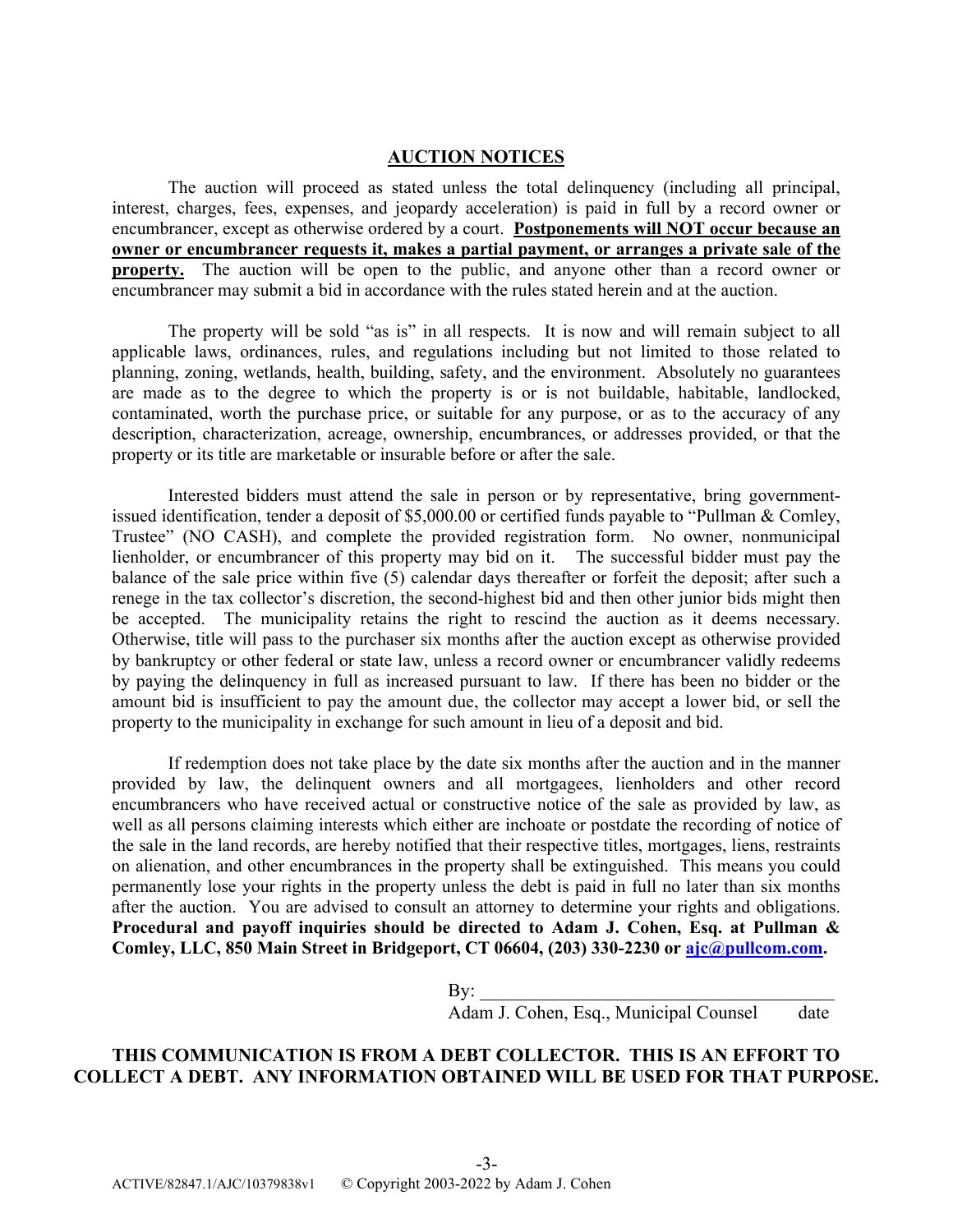## AUCTION NOTICES

The auction will proceed as stated unless the total delinquency (including all principal, interest, charges, fees, expenses, and jeopardy acceleration) is paid in full by a record owner or encumbrancer, except as otherwise ordered by a court. **Postponements will NOT occur because an owner or encumbrancer requests it, makes a partial payment, or arranges a private sale of the property.** The auction will be open to the public, and anyone other than a record owner or encumbrancer may submit a bid in accordance with the rules stated herein and at the auction.

The property will be sold "as is" in all respects. It is now and will remain subject to all applicable laws, ordinances, rules, and regulations including but not limited to those related to planning, zoning, wetlands, health, building, safety, and the environment. Absolutely no guarantees are made as to the degree to which the property is or is not buildable, habitable, landlocked, contaminated, worth the purchase price, or suitable for any purpose, or as to the accuracy of any description, characterization, acreage, ownership, encumbrances, or addresses provided, or that the property or its title are marketable or insurable before or after the sale.

Interested bidders must attend the sale in person or by representative, bring government-issued identification, tender a deposit of $5,000.00 or certified funds payable to "Pullman & Comley, Trustee" (NO CASH), and complete the provided registration form. No owner, nonmunicipal lienholder, or encumbrancer of this property may bid on it. The successful bidder must pay the balance of the sale price within five (5) calendar days thereafter or forfeit the deposit; after such a renege in the tax collector's discretion, the second-highest bid and then other junior bids might then be accepted. The municipality retains the right to rescind the auction as it deems necessary. Otherwise, title will pass to the purchaser six months after the auction except as otherwise provided by bankruptcy or other federal or state law, unless a record owner or encumbrancer validly redeems by paying the delinquency in full as increased pursuant to law. If there has been no bidder or the amount bid is insufficient to pay the amount due, the collector may accept a lower bid, or sell the property to the municipality in exchange for such amount in lieu of a deposit and bid.

If redemption does not take place by the date six months after the auction and in the manner provided by law, the delinquent owners and all mortgagees, lienholders and other record encumbrancers who have received actual or constructive notice of the sale as provided by law, as well as all persons claiming interests which either are inchoate or postdate the recording of notice of the sale in the land records, are hereby notified that their respective titles, mortgages, liens, restraints on alienation, and other encumbrances in the property shall be extinguished. This means you could permanently lose your rights in the property unless the debt is paid in full no later than six months after the auction. You are advised to consult an attorney to determine your rights and obligations. **Procedural and payoff inquiries should be directed to Adam J. Cohen, Esq. at Pullman & Comley, LLC, 850 Main Street in Bridgeport, CT 06604, (203) 330-2230 or ajc@pullcom.com.**

By: ___________________________________

Adam J. Cohen, Esq., Municipal Counsel date

**THIS COMMUNICATION IS FROM A DEBT COLLECTOR. THIS IS AN EFFORT TO COLLECT A DEBT. ANY INFORMATION OBTAINED WILL BE USED FOR THAT PURPOSE.**

ACTIVE/82847.1/AJC/10379838v1 © Copyright 2003-2022 by Adam J. Cohen